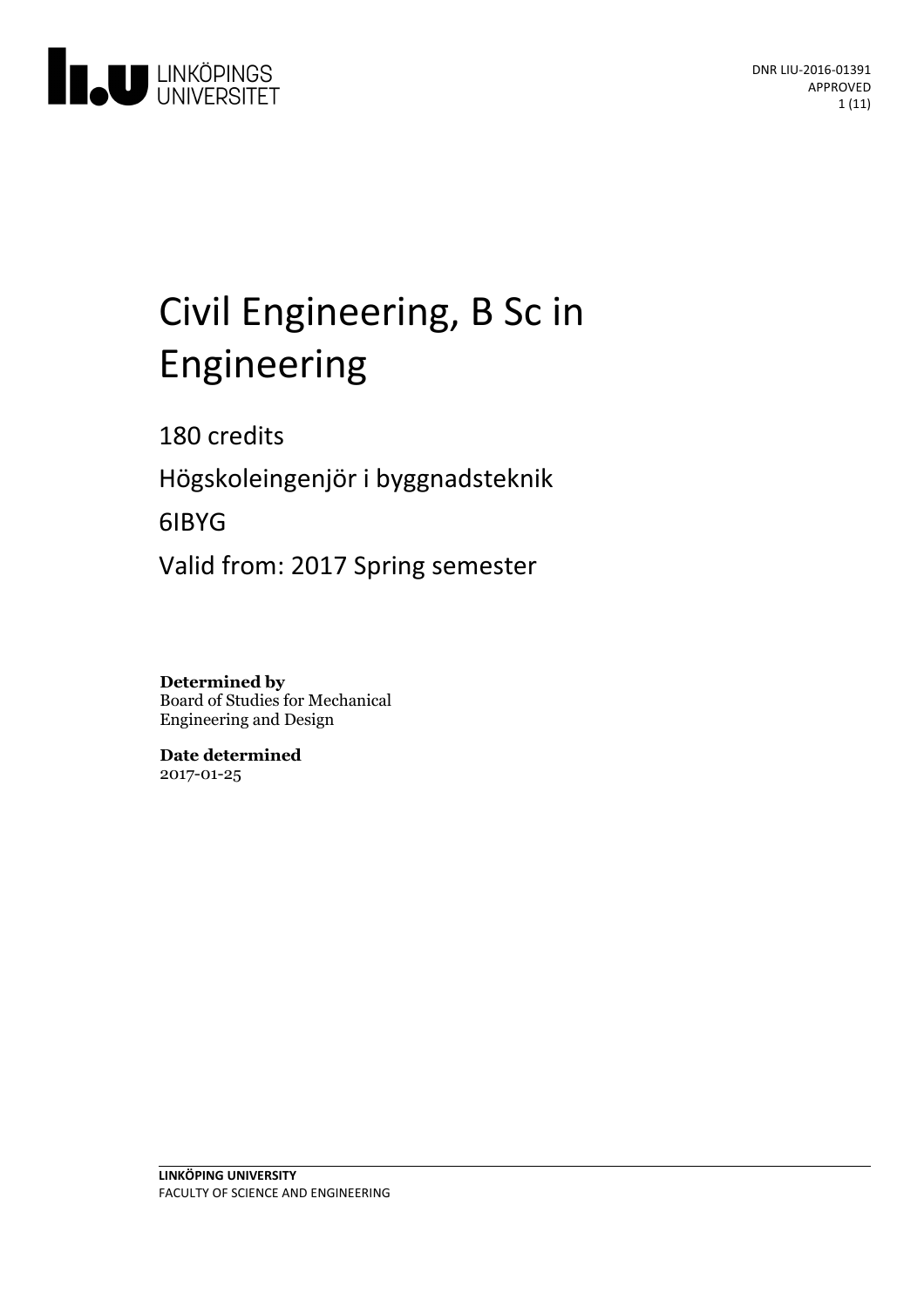DNR LIU-2016-01391
APPROVED

# Civil Engineering, B Sc in Engineering

180 credits

Högskoleingenjör i byggnadsteknik

6IBYG

Valid from: 2017 Spring semester

**Determined by**
Board of Studies for Mechanical Engineering and Design

**Date determined**
2017-01-25

**LINKÖPING UNIVERSITY**
FACULTY OF SCIENCE AND ENGINEERING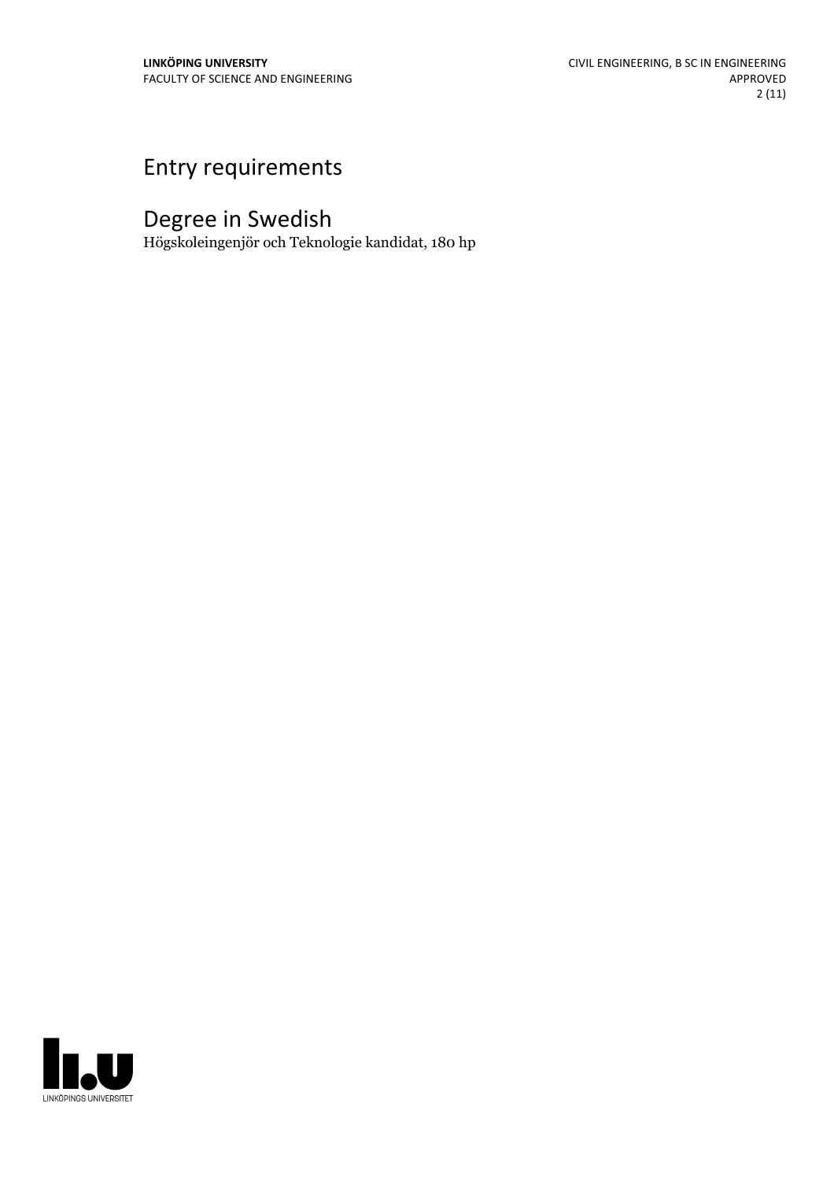# Entry requirements

# Degree in Swedish

Högskoleingenjör och Teknologie kandidat, 180 hp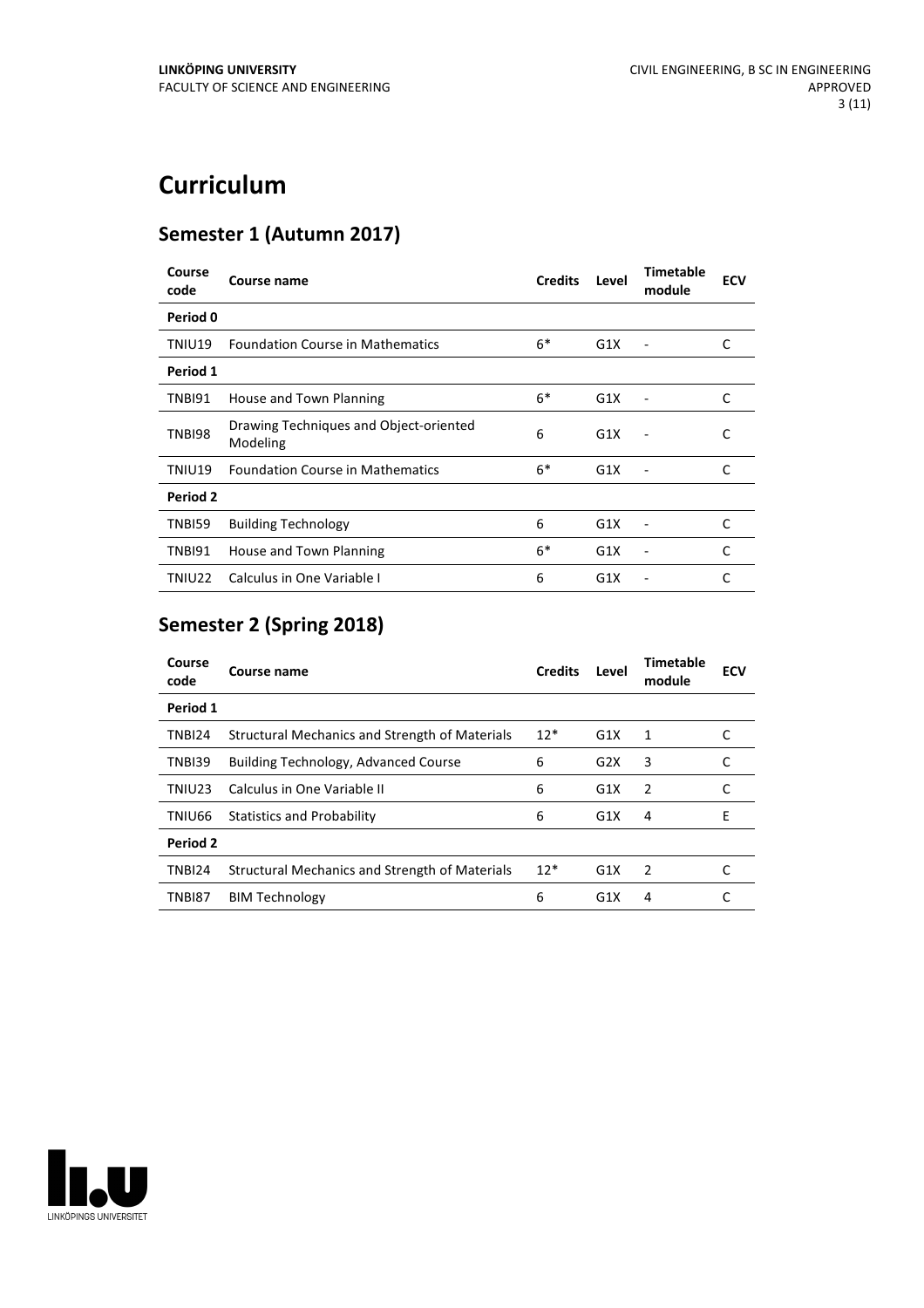# Curriculum

## Semester 1 (Autumn 2017)

| Course code | Course name | Credits | Level | Timetable module | ECV |
|---|---|---|---|---|---|
| **Period 0** | | | | | |
| TNIU19 | Foundation Course in Mathematics | 6* | G1X | - | C |
| **Period 1** | | | | | |
| TNBI91 | House and Town Planning | 6* | G1X | - | C |
| TNBI98 | Drawing Techniques and Object-oriented Modeling | 6 | G1X | - | C |
| TNIU19 | Foundation Course in Mathematics | 6* | G1X | - | C |
| **Period 2** | | | | | |
| TNBI59 | Building Technology | 6 | G1X | - | C |
| TNBI91 | House and Town Planning | 6* | G1X | - | C |
| TNIU22 | Calculus in One Variable I | 6 | G1X | - | C |

## Semester 2 (Spring 2018)

| Course code | Course name | Credits | Level | Timetable module | ECV |
|---|---|---|---|---|---|
| **Period 1** | | | | | |
| TNBI24 | Structural Mechanics and Strength of Materials | 12* | G1X | 1 | C |
| TNBI39 | Building Technology, Advanced Course | 6 | G2X | 3 | C |
| TNIU23 | Calculus in One Variable II | 6 | G1X | 2 | C |
| TNIU66 | Statistics and Probability | 6 | G1X | 4 | E |
| **Period 2** | | | | | |
| TNBI24 | Structural Mechanics and Strength of Materials | 12* | G1X | 2 | C |
| TNBI87 | BIM Technology | 6 | G1X | 4 | C |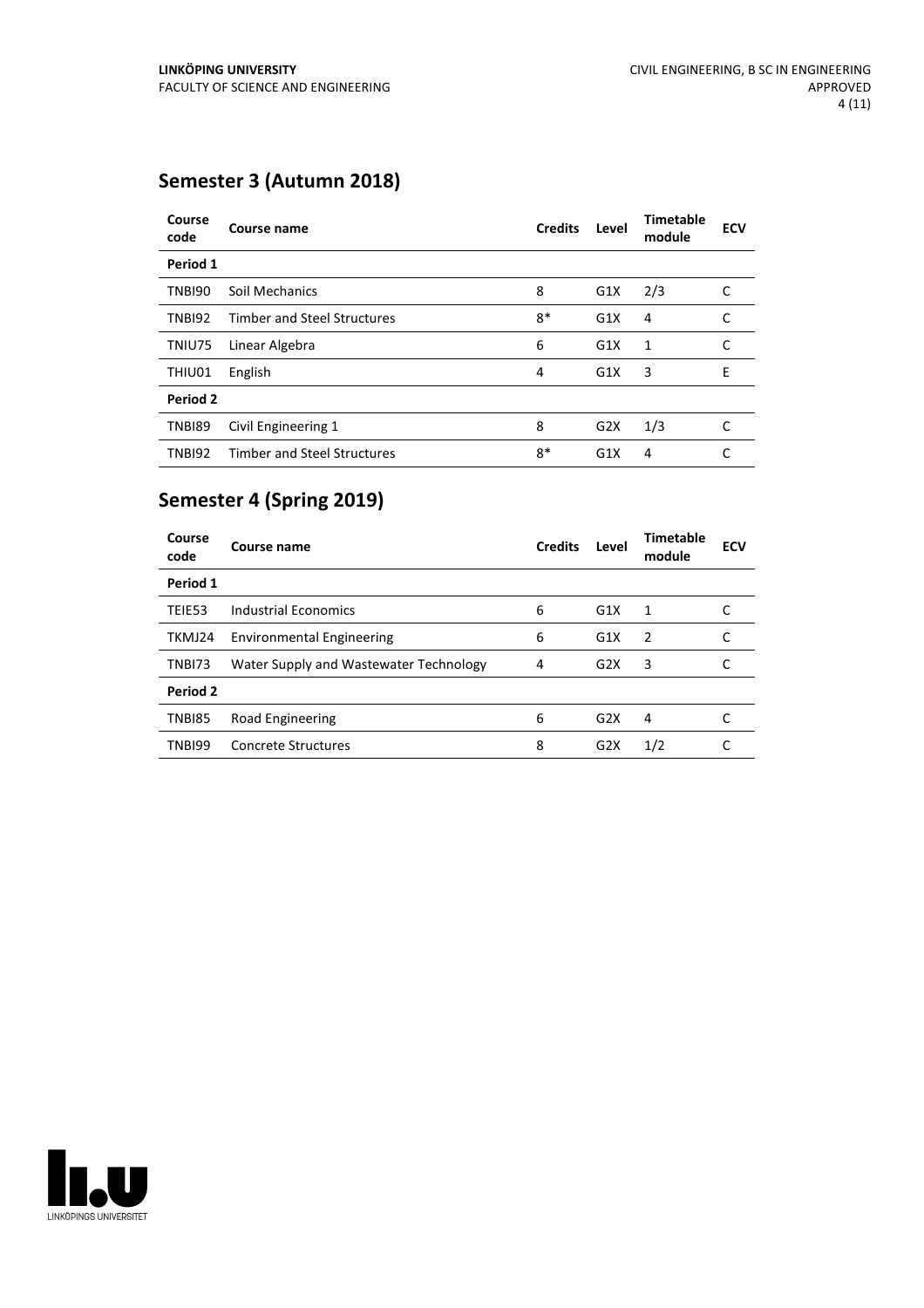## Semester 3 (Autumn 2018)

| Course code | Course name | Credits | Level | Timetable module | ECV |
|---|---|---|---|---|---|
| **Period 1** | | | | | |
| TNBI90 | Soil Mechanics | 8 | G1X | 2/3 | C |
| TNBI92 | Timber and Steel Structures | 8* | G1X | 4 | C |
| TNIU75 | Linear Algebra | 6 | G1X | 1 | C |
| THIU01 | English | 4 | G1X | 3 | E |
| **Period 2** | | | | | |
| TNBI89 | Civil Engineering 1 | 8 | G2X | 1/3 | C |
| TNBI92 | Timber and Steel Structures | 8* | G1X | 4 | C |

## Semester 4 (Spring 2019)

| Course code | Course name | Credits | Level | Timetable module | ECV |
|---|---|---|---|---|---|
| **Period 1** | | | | | |
| TEIE53 | Industrial Economics | 6 | G1X | 1 | C |
| TKMJ24 | Environmental Engineering | 6 | G1X | 2 | C |
| TNBI73 | Water Supply and Wastewater Technology | 4 | G2X | 3 | C |
| **Period 2** | | | | | |
| TNBI85 | Road Engineering | 6 | G2X | 4 | C |
| TNBI99 | Concrete Structures | 8 | G2X | 1/2 | C |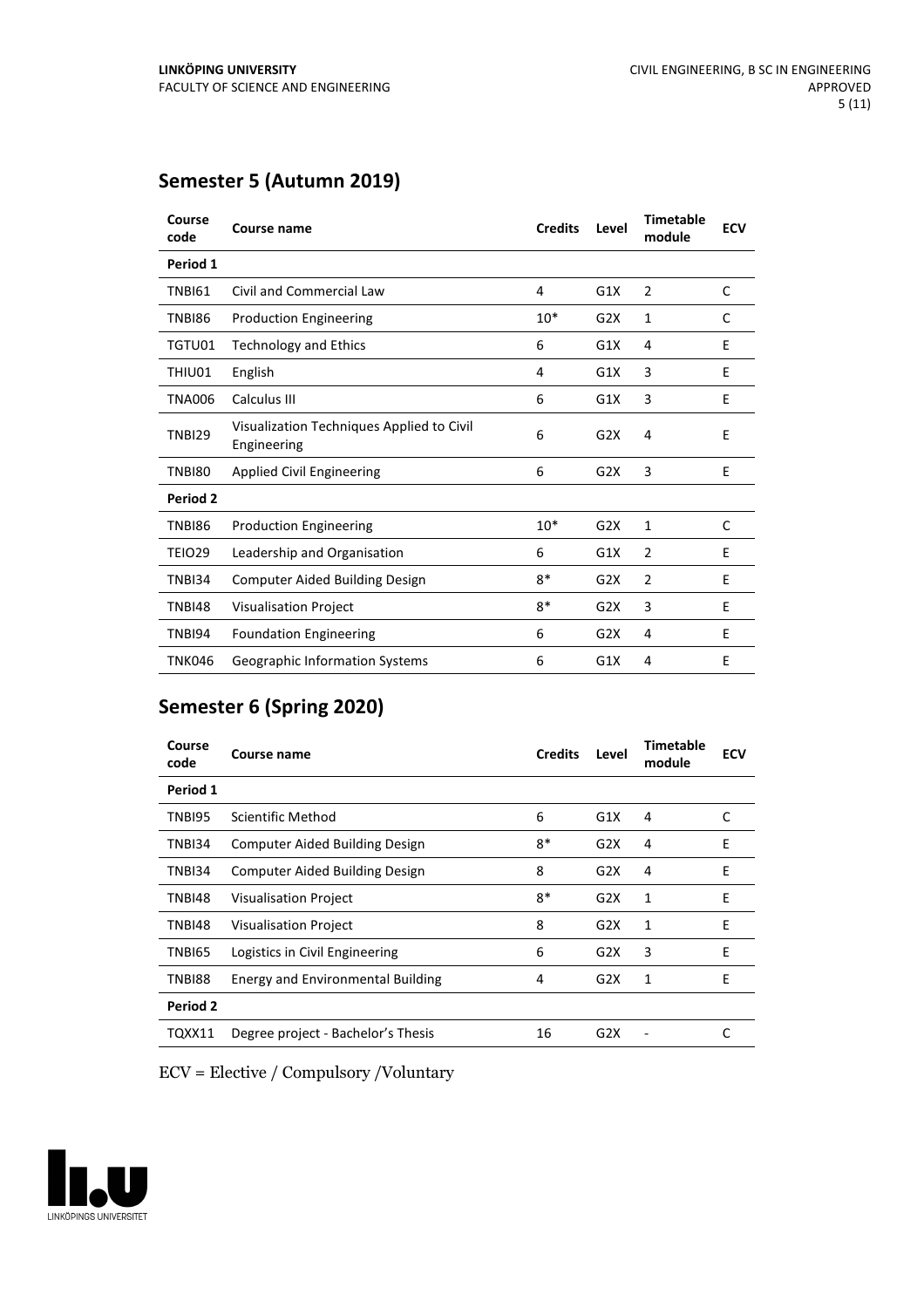## Semester 5 (Autumn 2019)

| Course code | Course name | Credits | Level | Timetable module | ECV |
|---|---|---|---|---|---|
| **Period 1** | | | | | |
| TNBI61 | Civil and Commercial Law | 4 | G1X | 2 | C |
| TNBI86 | Production Engineering | 10* | G2X | 1 | C |
| TGTU01 | Technology and Ethics | 6 | G1X | 4 | E |
| THIU01 | English | 4 | G1X | 3 | E |
| TNA006 | Calculus III | 6 | G1X | 3 | E |
| TNBI29 | Visualization Techniques Applied to Civil Engineering | 6 | G2X | 4 | E |
| TNBI80 | Applied Civil Engineering | 6 | G2X | 3 | E |
| **Period 2** | | | | | |
| TNBI86 | Production Engineering | 10* | G2X | 1 | C |
| TEIO29 | Leadership and Organisation | 6 | G1X | 2 | E |
| TNBI34 | Computer Aided Building Design | 8* | G2X | 2 | E |
| TNBI48 | Visualisation Project | 8* | G2X | 3 | E |
| TNBI94 | Foundation Engineering | 6 | G2X | 4 | E |
| TNK046 | Geographic Information Systems | 6 | G1X | 4 | E |

## Semester 6 (Spring 2020)

| Course code | Course name | Credits | Level | Timetable module | ECV |
|---|---|---|---|---|---|
| **Period 1** | | | | | |
| TNBI95 | Scientific Method | 6 | G1X | 4 | C |
| TNBI34 | Computer Aided Building Design | 8* | G2X | 4 | E |
| TNBI34 | Computer Aided Building Design | 8 | G2X | 4 | E |
| TNBI48 | Visualisation Project | 8* | G2X | 1 | E |
| TNBI48 | Visualisation Project | 8 | G2X | 1 | E |
| TNBI65 | Logistics in Civil Engineering | 6 | G2X | 3 | E |
| TNBI88 | Energy and Environmental Building | 4 | G2X | 1 | E |
| **Period 2** | | | | | |
| TQXX11 | Degree project - Bachelor's Thesis | 16 | G2X | - | C |

ECV = Elective / Compulsory /Voluntary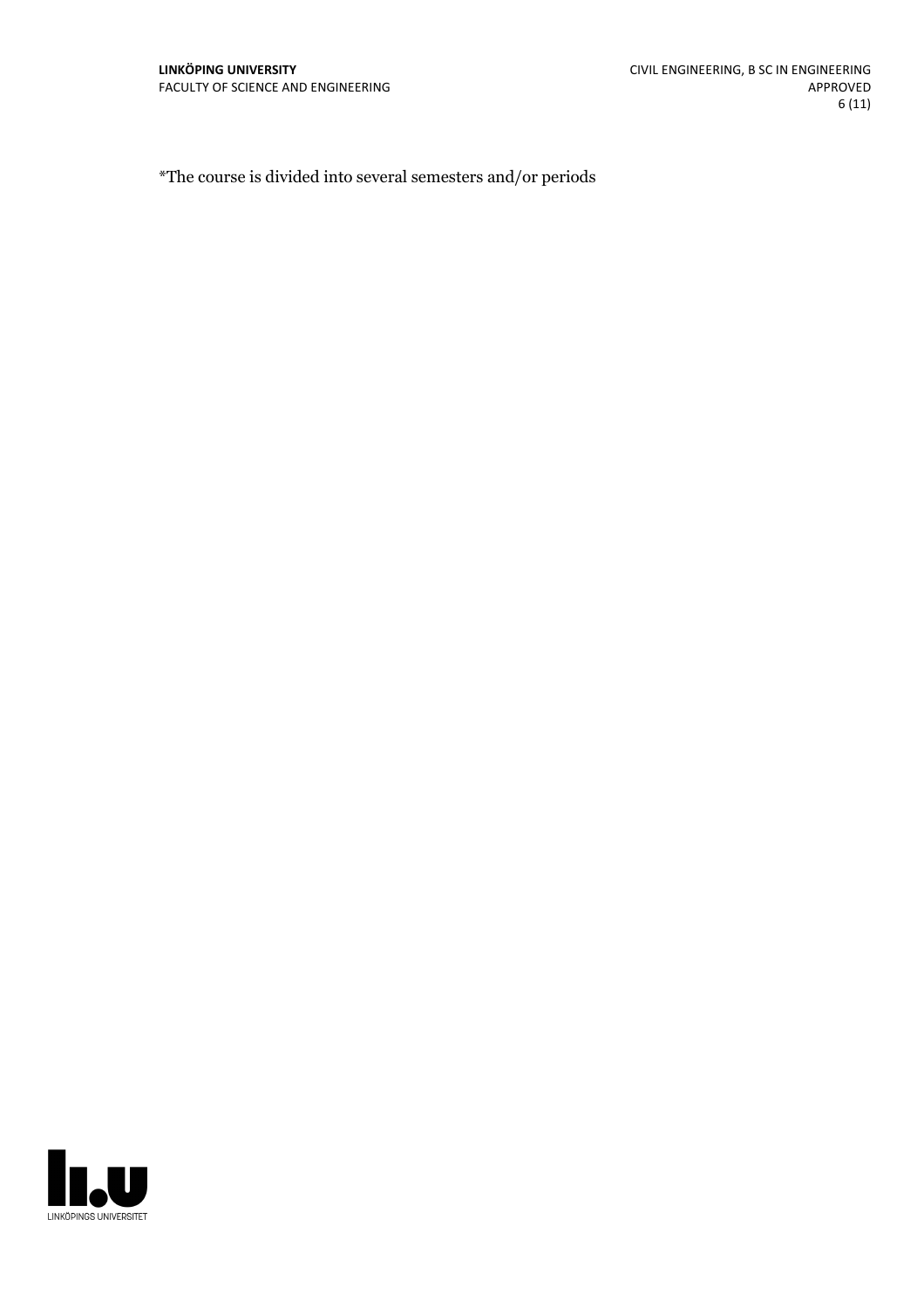*The course is divided into several semesters and/or periods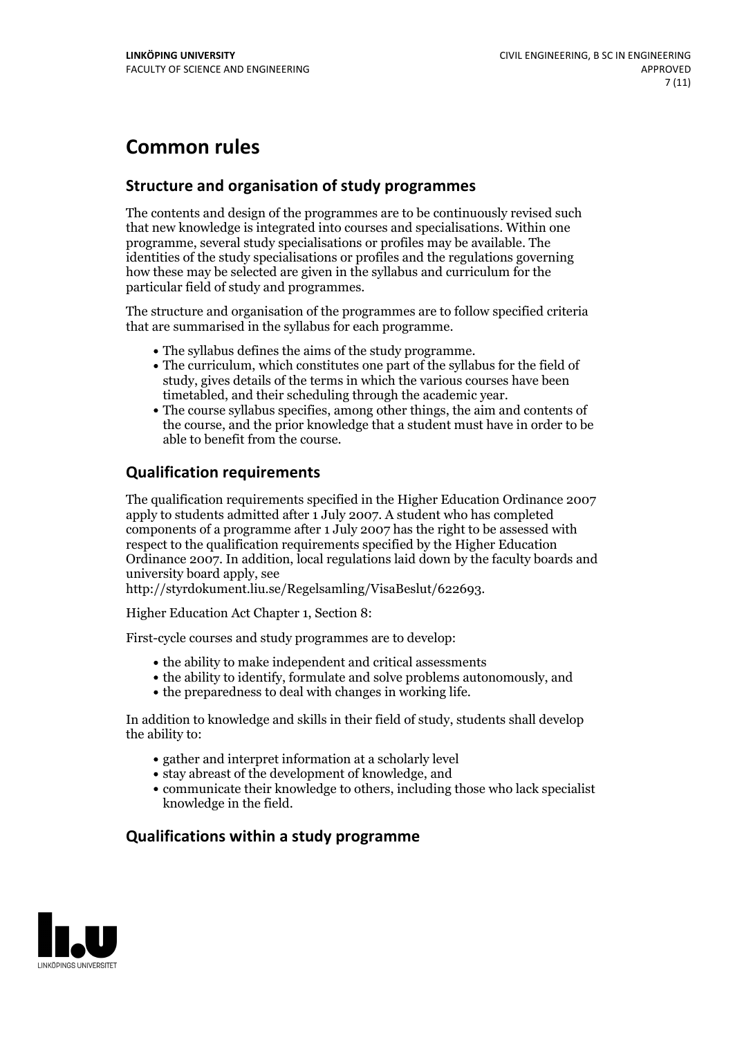# Common rules

## Structure and organisation of study programmes

The contents and design of the programmes are to be continuously revised such that new knowledge is integrated into courses and specialisations. Within one programme, several study specialisations or profiles may be available. The identities of the study specialisations or profiles and the regulations governing how these may be selected are given in the syllabus and curriculum for the particular field of study and programmes.

The structure and organisation of the programmes are to follow specified criteria that are summarised in the syllabus for each programme.

- The syllabus defines the aims of the study programme.
- The curriculum, which constitutes one part of the syllabus for the field of study, gives details of the terms in which the various courses have been timetabled, and their scheduling through the academic year.
- The course syllabus specifies, among other things, the aim and contents of the course, and the prior knowledge that a student must have in order to be able to benefit from the course.

## Qualification requirements

The qualification requirements specified in the Higher Education Ordinance 2007 apply to students admitted after 1 July 2007. A student who has completed components of a programme after 1 July 2007 has the right to be assessed with respect to the qualification requirements specified by the Higher Education Ordinance 2007. In addition, local regulations laid down by the faculty boards and university board apply, see http://styrdokument.liu.se/Regelsamling/VisaBeslut/622693.

Higher Education Act Chapter 1, Section 8:

First-cycle courses and study programmes are to develop:

- the ability to make independent and critical assessments
- the ability to identify, formulate and solve problems autonomously, and
- the preparedness to deal with changes in working life.

In addition to knowledge and skills in their field of study, students shall develop the ability to:

- gather and interpret information at a scholarly level
- stay abreast of the development of knowledge, and
- communicate their knowledge to others, including those who lack specialist knowledge in the field.

## Qualifications within a study programme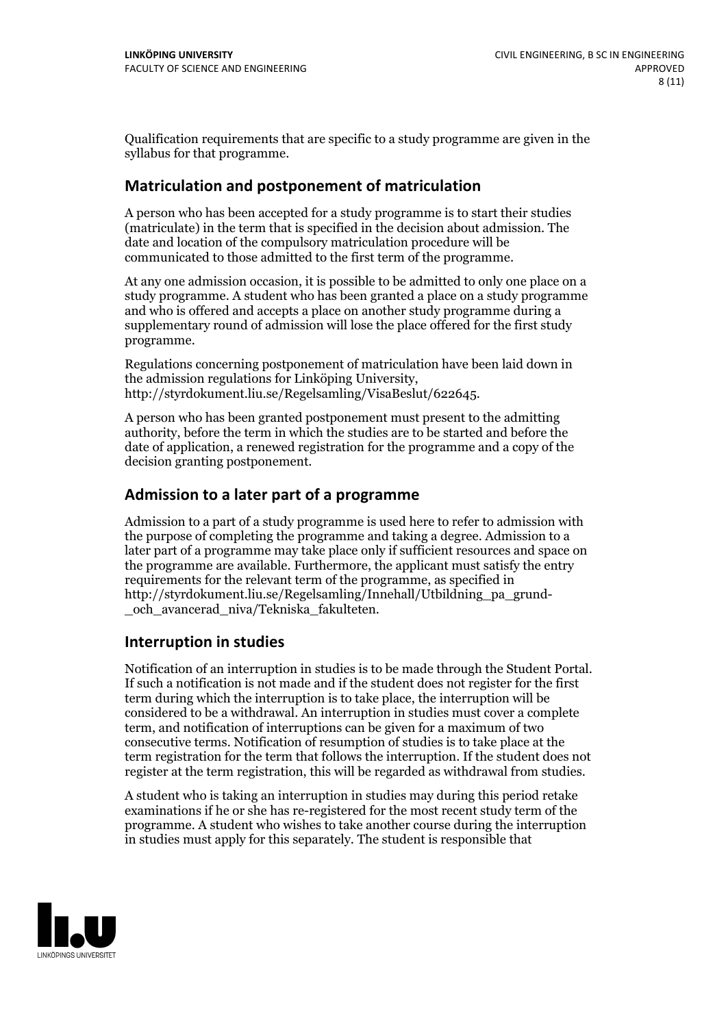Qualification requirements that are specific to a study programme are given in the syllabus for that programme.

## Matriculation and postponement of matriculation

A person who has been accepted for a study programme is to start their studies (matriculate) in the term that is specified in the decision about admission. The date and location of the compulsory matriculation procedure will be communicated to those admitted to the first term of the programme.

At any one admission occasion, it is possible to be admitted to only one place on a study programme. A student who has been granted a place on a study programme and who is offered and accepts a place on another study programme during a supplementary round of admission will lose the place offered for the first study programme.

Regulations concerning postponement of matriculation have been laid down in the admission regulations for Linköping University, http://styrdokument.liu.se/Regelsamling/VisaBeslut/622645.

A person who has been granted postponement must present to the admitting authority, before the term in which the studies are to be started and before the date of application, a renewed registration for the programme and a copy of the decision granting postponement.

## Admission to a later part of a programme

Admission to a part of a study programme is used here to refer to admission with the purpose of completing the programme and taking a degree. Admission to a later part of a programme may take place only if sufficient resources and space on the programme are available. Furthermore, the applicant must satisfy the entry requirements for the relevant term of the programme, as specified in http://styrdokument.liu.se/Regelsamling/Innehall/Utbildning_pa_grund-_och_avancerad_niva/Tekniska_fakulteten.

## Interruption in studies

Notification of an interruption in studies is to be made through the Student Portal. If such a notification is not made and if the student does not register for the first term during which the interruption is to take place, the interruption will be considered to be a withdrawal. An interruption in studies must cover a complete term, and notification of interruptions can be given for a maximum of two consecutive terms. Notification of resumption of studies is to take place at the term registration for the term that follows the interruption. If the student does not register at the term registration, this will be regarded as withdrawal from studies.

A student who is taking an interruption in studies may during this period retake examinations if he or she has re-registered for the most recent study term of the programme. A student who wishes to take another course during the interruption in studies must apply for this separately. The student is responsible that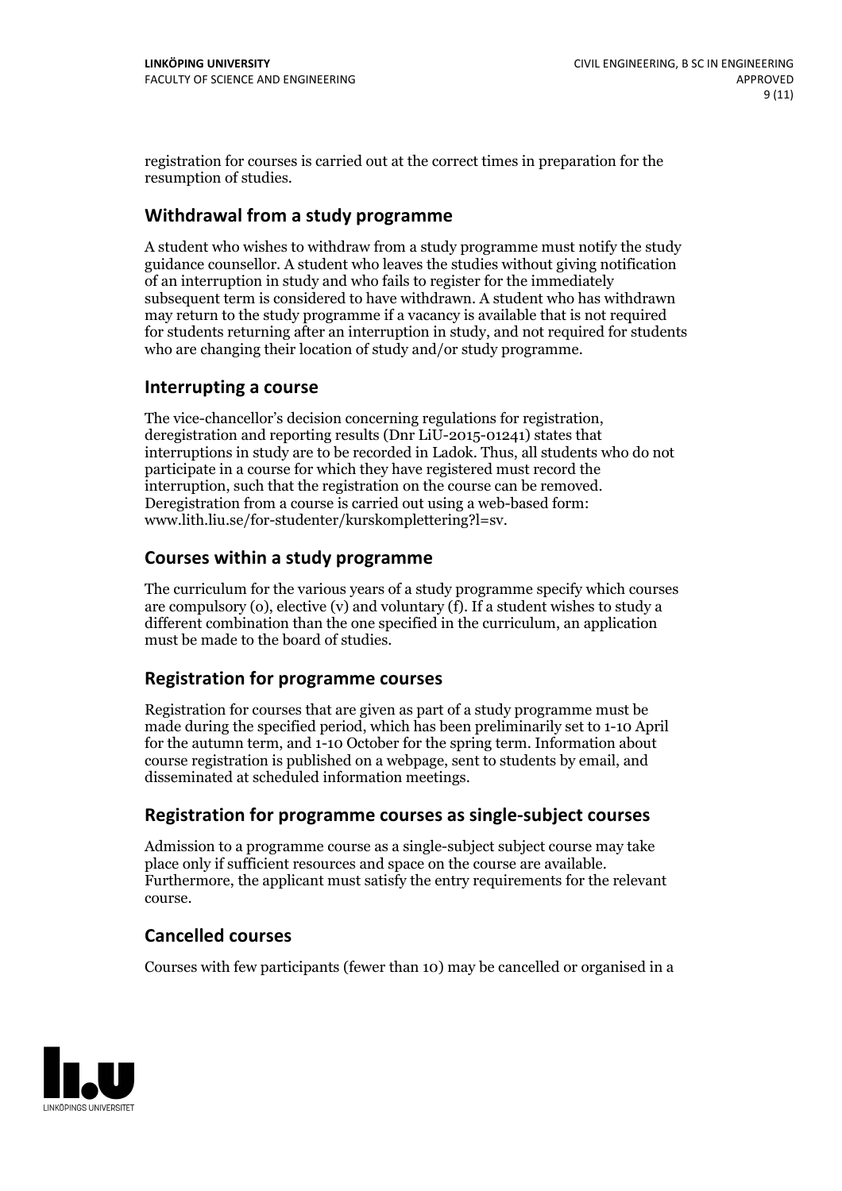registration for courses is carried out at the correct times in preparation for the resumption of studies.

## Withdrawal from a study programme

A student who wishes to withdraw from a study programme must notify the study guidance counsellor. A student who leaves the studies without giving notification of an interruption in study and who fails to register for the immediately subsequent term is considered to have withdrawn. A student who has withdrawn may return to the study programme if a vacancy is available that is not required for students returning after an interruption in study, and not required for students who are changing their location of study and/or study programme.

## Interrupting a course

The vice-chancellor's decision concerning regulations for registration, deregistration and reporting results (Dnr LiU-2015-01241) states that interruptions in study are to be recorded in Ladok. Thus, all students who do not participate in a course for which they have registered must record the interruption, such that the registration on the course can be removed. Deregistration from a course is carried out using a web-based form: www.lith.liu.se/for-studenter/kurskomplettering?l=sv.

## Courses within a study programme

The curriculum for the various years of a study programme specify which courses are compulsory (o), elective (v) and voluntary (f). If a student wishes to study a different combination than the one specified in the curriculum, an application must be made to the board of studies.

## Registration for programme courses

Registration for courses that are given as part of a study programme must be made during the specified period, which has been preliminarily set to 1-10 April for the autumn term, and 1-10 October for the spring term. Information about course registration is published on a webpage, sent to students by email, and disseminated at scheduled information meetings.

## Registration for programme courses as single-subject courses

Admission to a programme course as a single-subject subject course may take place only if sufficient resources and space on the course are available. Furthermore, the applicant must satisfy the entry requirements for the relevant course.

## Cancelled courses

Courses with few participants (fewer than 10) may be cancelled or organised in a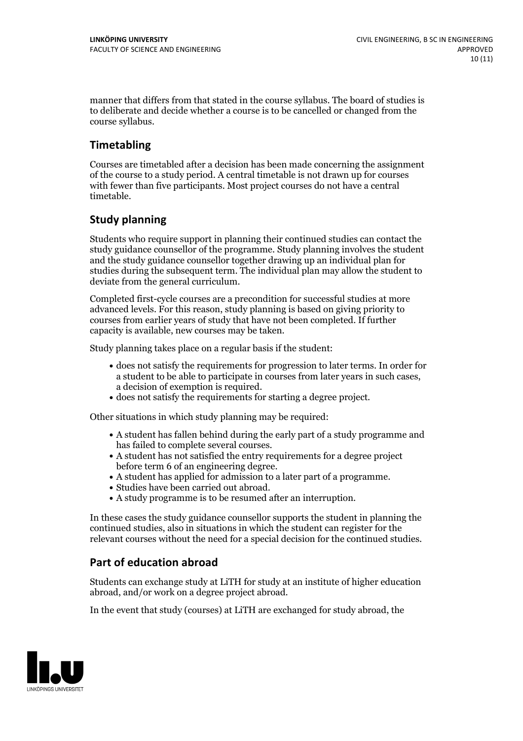manner that differs from that stated in the course syllabus. The board of studies is to deliberate and decide whether a course is to be cancelled or changed from the course syllabus.

## Timetabling

Courses are timetabled after a decision has been made concerning the assignment of the course to a study period. A central timetable is not drawn up for courses with fewer than five participants. Most project courses do not have a central timetable.

## Study planning

Students who require support in planning their continued studies can contact the study guidance counsellor of the programme. Study planning involves the student and the study guidance counsellor together drawing up an individual plan for studies during the subsequent term. The individual plan may allow the student to deviate from the general curriculum.

Completed first-cycle courses are a precondition for successful studies at more advanced levels. For this reason, study planning is based on giving priority to courses from earlier years of study that have not been completed. If further capacity is available, new courses may be taken.

Study planning takes place on a regular basis if the student:

- does not satisfy the requirements for progression to later terms. In order for a student to be able to participate in courses from later years in such cases, a decision of exemption is required.
- does not satisfy the requirements for starting a degree project.

Other situations in which study planning may be required:

- A student has fallen behind during the early part of a study programme and has failed to complete several courses.
- A student has not satisfied the entry requirements for a degree project before term 6 of an engineering degree.
- A student has applied for admission to a later part of a programme.
- Studies have been carried out abroad.
- A study programme is to be resumed after an interruption.

In these cases the study guidance counsellor supports the student in planning the continued studies, also in situations in which the student can register for the relevant courses without the need for a special decision for the continued studies.

## Part of education abroad

Students can exchange study at LiTH for study at an institute of higher education abroad, and/or work on a degree project abroad.

In the event that study (courses) at LiTH are exchanged for study abroad, the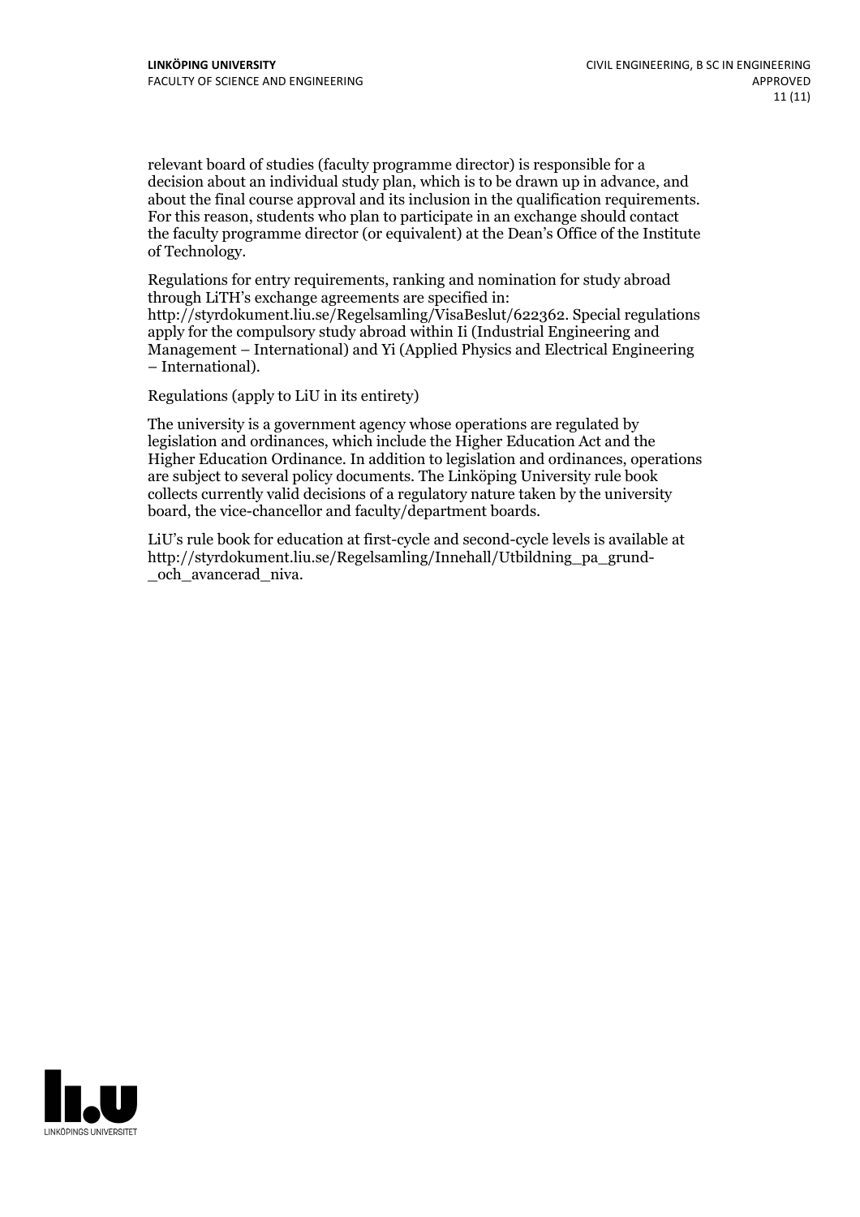relevant board of studies (faculty programme director) is responsible for a decision about an individual study plan, which is to be drawn up in advance, and about the final course approval and its inclusion in the qualification requirements. For this reason, students who plan to participate in an exchange should contact the faculty programme director (or equivalent) at the Dean's Office of the Institute of Technology.

Regulations for entry requirements, ranking and nomination for study abroad through LiTH's exchange agreements are specified in: http://styrdokument.liu.se/Regelsamling/VisaBeslut/622362. Special regulations apply for the compulsory study abroad within Ii (Industrial Engineering and Management – International) and Yi (Applied Physics and Electrical Engineering – International).

Regulations (apply to LiU in its entirety)

The university is a government agency whose operations are regulated by legislation and ordinances, which include the Higher Education Act and the Higher Education Ordinance. In addition to legislation and ordinances, operations are subject to several policy documents. The Linköping University rule book collects currently valid decisions of a regulatory nature taken by the university board, the vice-chancellor and faculty/department boards.

LiU's rule book for education at first-cycle and second-cycle levels is available at http://styrdokument.liu.se/Regelsamling/Innehall/Utbildning_pa_grund-_och_avancerad_niva.